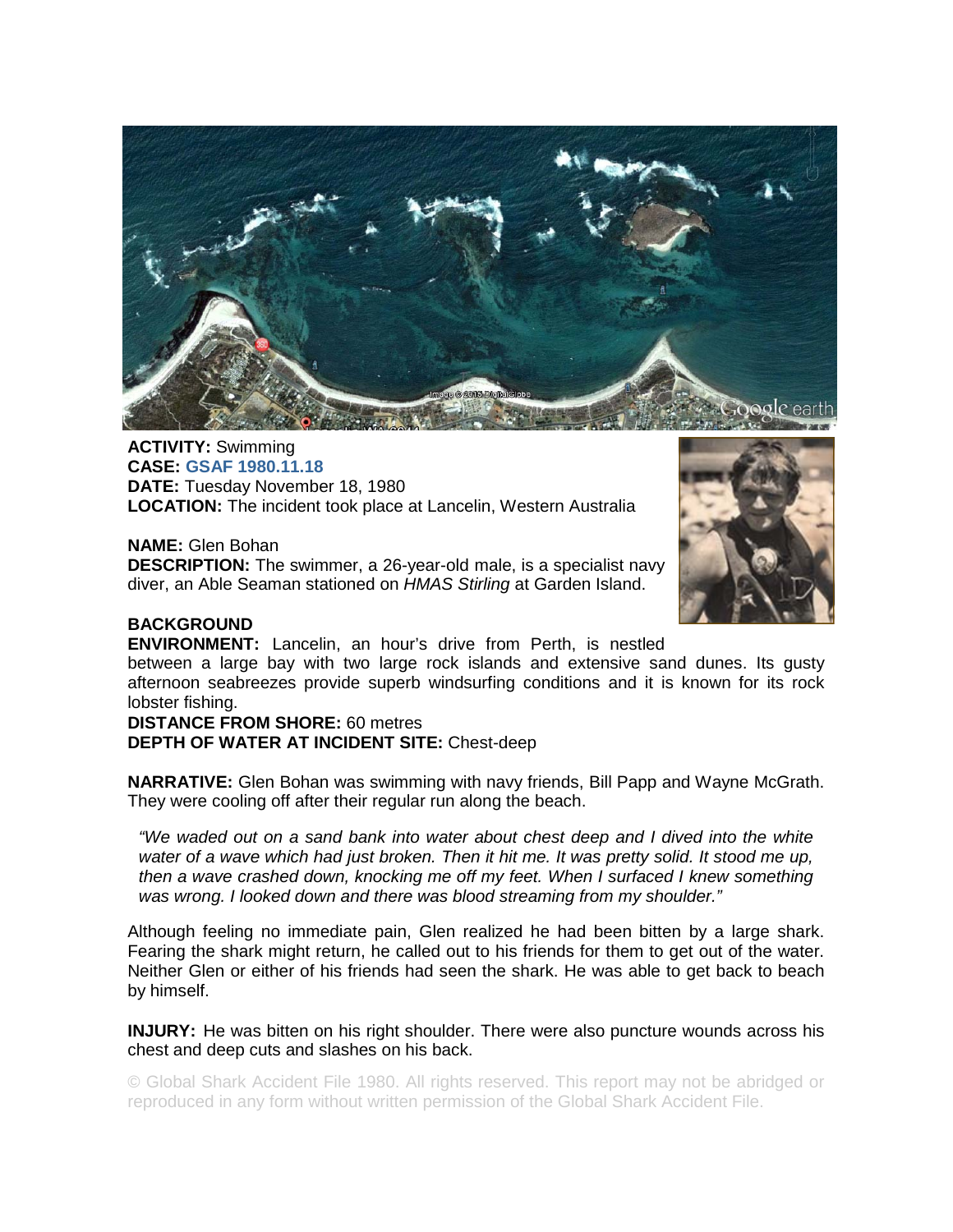**ACTIVITY:** Swimming
**CASE:** **GSAF 1980.11.18**
**DATE:** Tuesday November 18, 1980
**LOCATION:** The incident took place at Lancelin, Western Australia

**NAME:** Glen Bohan
**DESCRIPTION:** The swimmer, a 26-year-old male, is a specialist navy diver, an Able Seaman stationed on *HMAS Stirling* at Garden Island.

**BACKGROUND**
**ENVIRONMENT:** Lancelin, an hour's drive from Perth, is nestled between a large bay with two large rock islands and extensive sand dunes. Its gusty afternoon seabreezes provide superb windsurfing conditions and it is known for its rock lobster fishing.
**DISTANCE FROM SHORE:** 60 metres
**DEPTH OF WATER AT INCIDENT SITE:** Chest-deep

**NARRATIVE:** Glen Bohan was swimming with navy friends, Bill Papp and Wayne McGrath. They were cooling off after their regular run along the beach.

> *"We waded out on a sand bank into water about chest deep and I dived into the white water of a wave which had just broken. Then it hit me. It was pretty solid. It stood me up, then a wave crashed down, knocking me off my feet. When I surfaced I knew something was wrong. I looked down and there was blood streaming from my shoulder."*

Although feeling no immediate pain, Glen realized he had been bitten by a large shark. Fearing the shark might return, he called out to his friends for them to get out of the water. Neither Glen or either of his friends had seen the shark. He was able to get back to beach by himself.

**INJURY:** He was bitten on his right shoulder. There were also puncture wounds across his chest and deep cuts and slashes on his back.

© Global Shark Accident File 1980. All rights reserved. This report may not be abridged or reproduced in any form without written permission of the Global Shark Accident File.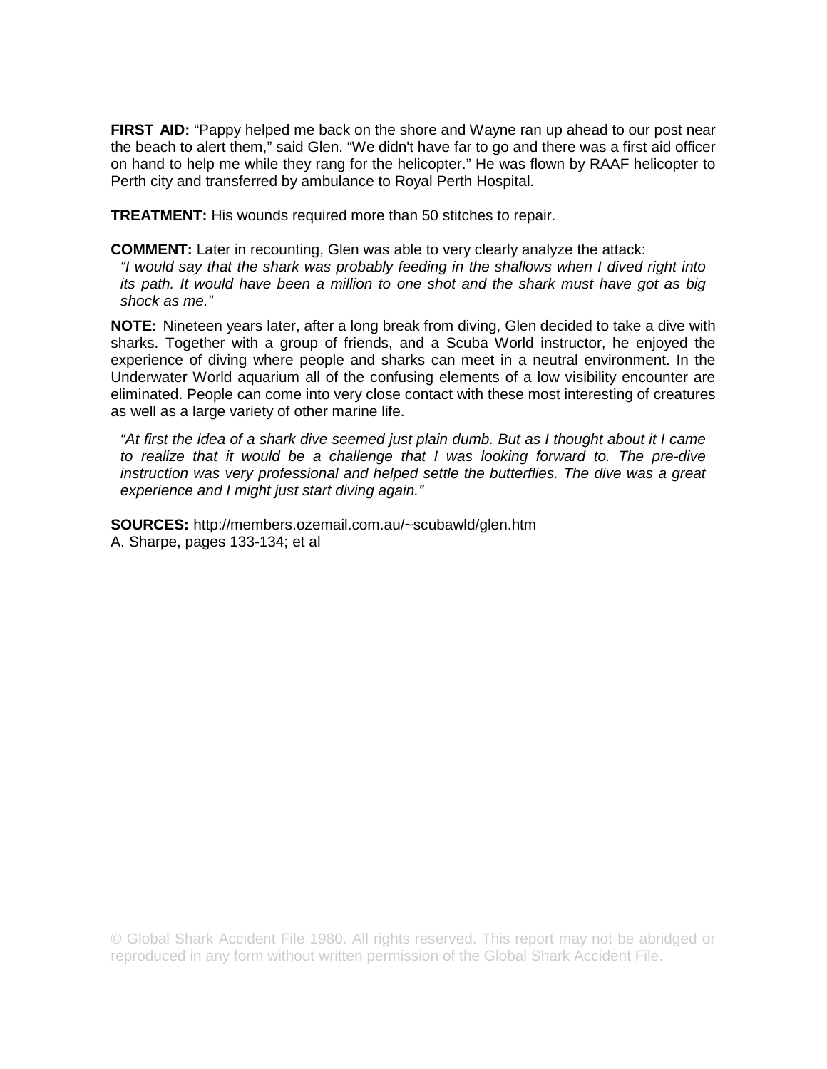**FIRST AID:** “Pappy helped me back on the shore and Wayne ran up ahead to our post near the beach to alert them,” said Glen. “We didn't have far to go and there was a first aid officer on hand to help me while they rang for the helicopter.” He was flown by RAAF helicopter to Perth city and transferred by ambulance to Royal Perth Hospital.

**TREATMENT:** His wounds required more than 50 stitches to repair.

**COMMENT:** Later in recounting, Glen was able to very clearly analyze the attack:

*“I would say that the shark was probably feeding in the shallows when I dived right into its path. It would have been a million to one shot and the shark must have got as big shock as me.”*

**NOTE:** Nineteen years later, after a long break from diving, Glen decided to take a dive with sharks. Together with a group of friends, and a Scuba World instructor, he enjoyed the experience of diving where people and sharks can meet in a neutral environment. In the Underwater World aquarium all of the confusing elements of a low visibility encounter are eliminated. People can come into very close contact with these most interesting of creatures as well as a large variety of other marine life.

*“At first the idea of a shark dive seemed just plain dumb. But as I thought about it I came to realize that it would be a challenge that I was looking forward to. The pre-dive instruction was very professional and helped settle the butterflies. The dive was a great experience and I might just start diving again.”*

**SOURCES:** http://members.ozemail.com.au/~scubawld/glen.htm
A. Sharpe, pages 133-134; et al

© Global Shark Accident File 1980. All rights reserved. This report may not be abridged or reproduced in any form without written permission of the Global Shark Accident File.